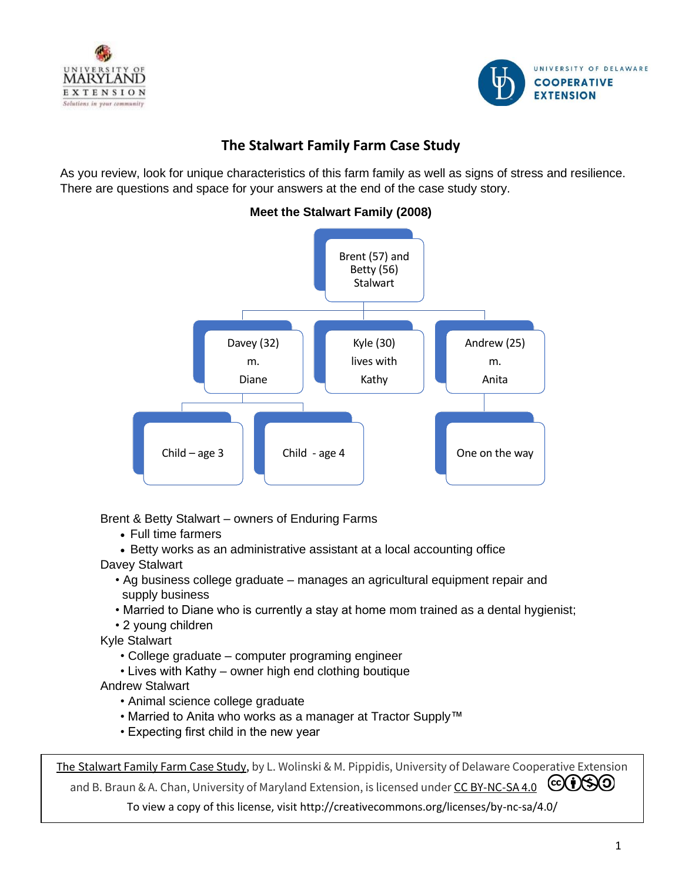# The Stalwart Family Farm Case Study

As you review, look for unique characteristics of this farm family as well as signs of stress and resilience. There are questions and space for your answers at the end of the case study story.

### Meet the Stalwart Family (2008)

- Brent (57) and Betty (56) Stalwart
  - Davey (32) m. Diane
    - Child – age 3
    - Child - age 4
  - Kyle (30) lives with Kathy
  - Andrew (25) m. Anita
    - One on the way

Brent & Betty Stalwart – owners of Enduring Farms
- Full time farmers
- Betty works as an administrative assistant at a local accounting office

Davey Stalwart
- Ag business college graduate – manages an agricultural equipment repair and supply business
- Married to Diane who is currently a stay at home mom trained as a dental hygienist;
- 2 young children

Kyle Stalwart
- College graduate – computer programing engineer
- Lives with Kathy – owner high end clothing boutique

Andrew Stalwart
- Animal science college graduate
- Married to Anita who works as a manager at Tractor Supply™
- Expecting first child in the new year

The Stalwart Family Farm Case Study, by L. Wolinski & M. Pippidis, University of Delaware Cooperative Extension and B. Braun & A. Chan, University of Maryland Extension, is licensed under CC BY-NC-SA 4.0

To view a copy of this license, visit http://creativecommons.org/licenses/by-nc-sa/4.0/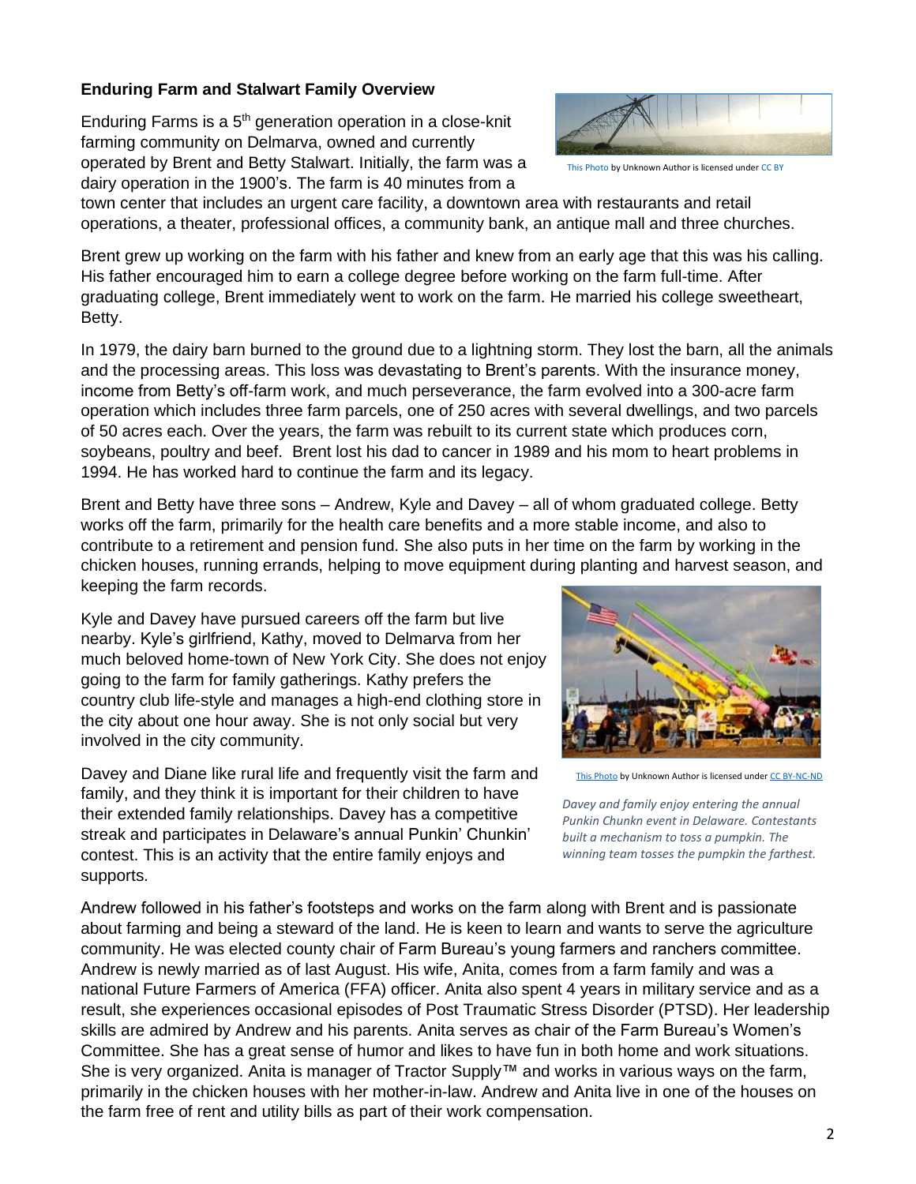**Enduring Farm and Stalwart Family Overview**

Enduring Farms is a 5th generation operation in a close-knit farming community on Delmarva, owned and currently operated by Brent and Betty Stalwart. Initially, the farm was a dairy operation in the 1900's. The farm is 40 minutes from a town center that includes an urgent care facility, a downtown area with restaurants and retail operations, a theater, professional offices, a community bank, an antique mall and three churches.

This Photo by Unknown Author is licensed under CC BY

Brent grew up working on the farm with his father and knew from an early age that this was his calling. His father encouraged him to earn a college degree before working on the farm full-time. After graduating college, Brent immediately went to work on the farm. He married his college sweetheart, Betty.

In 1979, the dairy barn burned to the ground due to a lightning storm. They lost the barn, all the animals and the processing areas. This loss was devastating to Brent's parents. With the insurance money, income from Betty's off-farm work, and much perseverance, the farm evolved into a 300-acre farm operation which includes three farm parcels, one of 250 acres with several dwellings, and two parcels of 50 acres each. Over the years, the farm was rebuilt to its current state which produces corn, soybeans, poultry and beef. Brent lost his dad to cancer in 1989 and his mom to heart problems in 1994. He has worked hard to continue the farm and its legacy.

Brent and Betty have three sons – Andrew, Kyle and Davey – all of whom graduated college. Betty works off the farm, primarily for the health care benefits and a more stable income, and also to contribute to a retirement and pension fund. She also puts in her time on the farm by working in the chicken houses, running errands, helping to move equipment during planting and harvest season, and keeping the farm records.

Kyle and Davey have pursued careers off the farm but live nearby. Kyle's girlfriend, Kathy, moved to Delmarva from her much beloved home-town of New York City. She does not enjoy going to the farm for family gatherings. Kathy prefers the country club life-style and manages a high-end clothing store in the city about one hour away. She is not only social but very involved in the city community.

Davey and Diane like rural life and frequently visit the farm and family, and they think it is important for their children to have their extended family relationships. Davey has a competitive streak and participates in Delaware's annual Punkin' Chunkin' contest. This is an activity that the entire family enjoys and supports.

This Photo by Unknown Author is licensed under CC BY-NC-ND

*Davey and family enjoy entering the annual Punkin Chunkn event in Delaware. Contestants built a mechanism to toss a pumpkin. The winning team tosses the pumpkin the farthest.*

Andrew followed in his father's footsteps and works on the farm along with Brent and is passionate about farming and being a steward of the land. He is keen to learn and wants to serve the agriculture community. He was elected county chair of Farm Bureau's young farmers and ranchers committee. Andrew is newly married as of last August. His wife, Anita, comes from a farm family and was a national Future Farmers of America (FFA) officer. Anita also spent 4 years in military service and as a result, she experiences occasional episodes of Post Traumatic Stress Disorder (PTSD). Her leadership skills are admired by Andrew and his parents. Anita serves as chair of the Farm Bureau's Women's Committee. She has a great sense of humor and likes to have fun in both home and work situations. She is very organized. Anita is manager of Tractor Supply™ and works in various ways on the farm, primarily in the chicken houses with her mother-in-law. Andrew and Anita live in one of the houses on the farm free of rent and utility bills as part of their work compensation.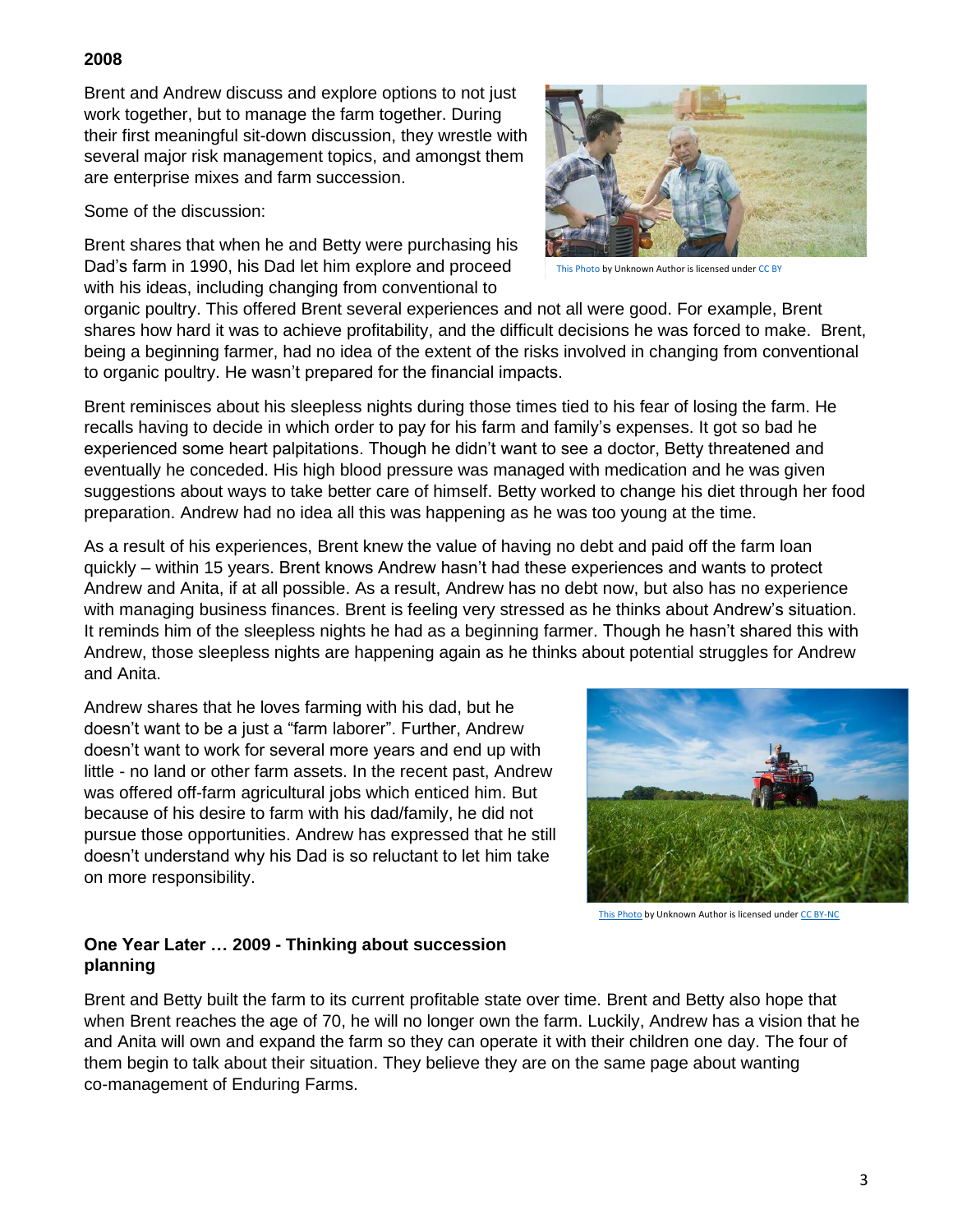**2008**

Brent and Andrew discuss and explore options to not just work together, but to manage the farm together. During their first meaningful sit-down discussion, they wrestle with several major risk management topics, and amongst them are enterprise mixes and farm succession.

This Photo by Unknown Author is licensed under CC BY

Some of the discussion:

Brent shares that when he and Betty were purchasing his Dad's farm in 1990, his Dad let him explore and proceed with his ideas, including changing from conventional to organic poultry. This offered Brent several experiences and not all were good. For example, Brent shares how hard it was to achieve profitability, and the difficult decisions he was forced to make. Brent, being a beginning farmer, had no idea of the extent of the risks involved in changing from conventional to organic poultry. He wasn't prepared for the financial impacts.

Brent reminisces about his sleepless nights during those times tied to his fear of losing the farm. He recalls having to decide in which order to pay for his farm and family's expenses. It got so bad he experienced some heart palpitations. Though he didn't want to see a doctor, Betty threatened and eventually he conceded. His high blood pressure was managed with medication and he was given suggestions about ways to take better care of himself. Betty worked to change his diet through her food preparation. Andrew had no idea all this was happening as he was too young at the time.

As a result of his experiences, Brent knew the value of having no debt and paid off the farm loan quickly – within 15 years. Brent knows Andrew hasn't had these experiences and wants to protect Andrew and Anita, if at all possible. As a result, Andrew has no debt now, but also has no experience with managing business finances. Brent is feeling very stressed as he thinks about Andrew's situation. It reminds him of the sleepless nights he had as a beginning farmer. Though he hasn't shared this with Andrew, those sleepless nights are happening again as he thinks about potential struggles for Andrew and Anita.

Andrew shares that he loves farming with his dad, but he doesn't want to be a just a "farm laborer". Further, Andrew doesn't want to work for several more years and end up with little - no land or other farm assets. In the recent past, Andrew was offered off-farm agricultural jobs which enticed him. But because of his desire to farm with his dad/family, he did not pursue those opportunities. Andrew has expressed that he still doesn't understand why his Dad is so reluctant to let him take on more responsibility.

This Photo by Unknown Author is licensed under CC BY-NC

**One Year Later … 2009 - Thinking about succession planning**

Brent and Betty built the farm to its current profitable state over time. Brent and Betty also hope that when Brent reaches the age of 70, he will no longer own the farm. Luckily, Andrew has a vision that he and Anita will own and expand the farm so they can operate it with their children one day. The four of them begin to talk about their situation. They believe they are on the same page about wanting co-management of Enduring Farms.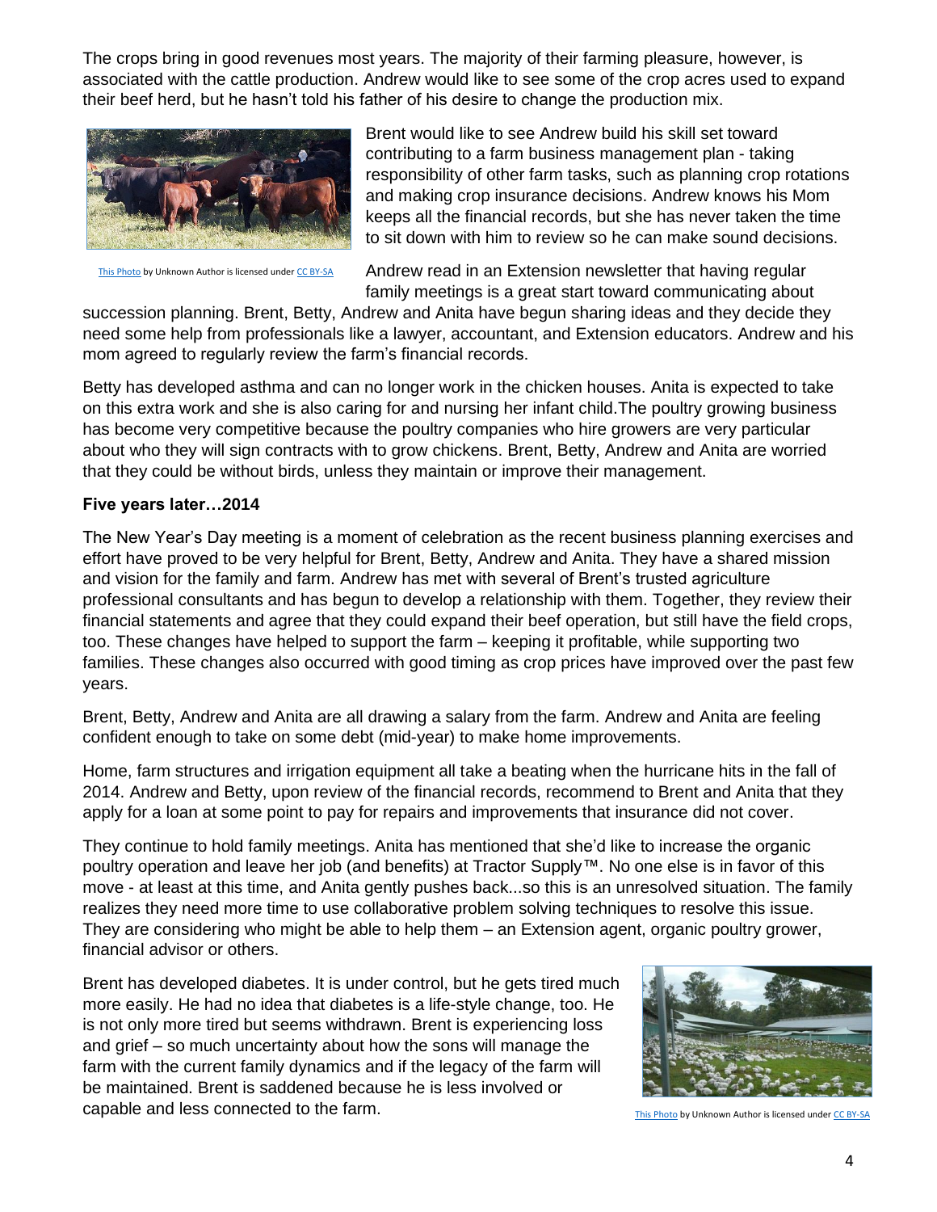The crops bring in good revenues most years. The majority of their farming pleasure, however, is associated with the cattle production. Andrew would like to see some of the crop acres used to expand their beef herd, but he hasn't told his father of his desire to change the production mix.

This Photo by Unknown Author is licensed under CC BY-SA

Brent would like to see Andrew build his skill set toward contributing to a farm business management plan - taking responsibility of other farm tasks, such as planning crop rotations and making crop insurance decisions. Andrew knows his Mom keeps all the financial records, but she has never taken the time to sit down with him to review so he can make sound decisions.

Andrew read in an Extension newsletter that having regular family meetings is a great start toward communicating about succession planning. Brent, Betty, Andrew and Anita have begun sharing ideas and they decide they need some help from professionals like a lawyer, accountant, and Extension educators. Andrew and his mom agreed to regularly review the farm's financial records.

Betty has developed asthma and can no longer work in the chicken houses. Anita is expected to take on this extra work and she is also caring for and nursing her infant child.The poultry growing business has become very competitive because the poultry companies who hire growers are very particular about who they will sign contracts with to grow chickens. Brent, Betty, Andrew and Anita are worried that they could be without birds, unless they maintain or improve their management.

**Five years later…2014**

The New Year's Day meeting is a moment of celebration as the recent business planning exercises and effort have proved to be very helpful for Brent, Betty, Andrew and Anita. They have a shared mission and vision for the family and farm. Andrew has met with several of Brent's trusted agriculture professional consultants and has begun to develop a relationship with them. Together, they review their financial statements and agree that they could expand their beef operation, but still have the field crops, too. These changes have helped to support the farm – keeping it profitable, while supporting two families. These changes also occurred with good timing as crop prices have improved over the past few years.

Brent, Betty, Andrew and Anita are all drawing a salary from the farm. Andrew and Anita are feeling confident enough to take on some debt (mid-year) to make home improvements.

Home, farm structures and irrigation equipment all take a beating when the hurricane hits in the fall of 2014. Andrew and Betty, upon review of the financial records, recommend to Brent and Anita that they apply for a loan at some point to pay for repairs and improvements that insurance did not cover.

They continue to hold family meetings. Anita has mentioned that she'd like to increase the organic poultry operation and leave her job (and benefits) at Tractor Supply™. No one else is in favor of this move - at least at this time, and Anita gently pushes back...so this is an unresolved situation. The family realizes they need more time to use collaborative problem solving techniques to resolve this issue. They are considering who might be able to help them – an Extension agent, organic poultry grower, financial advisor or others.

Brent has developed diabetes. It is under control, but he gets tired much more easily. He had no idea that diabetes is a life-style change, too. He is not only more tired but seems withdrawn. Brent is experiencing loss and grief – so much uncertainty about how the sons will manage the farm with the current family dynamics and if the legacy of the farm will be maintained. Brent is saddened because he is less involved or capable and less connected to the farm.

This Photo by Unknown Author is licensed under CC BY-SA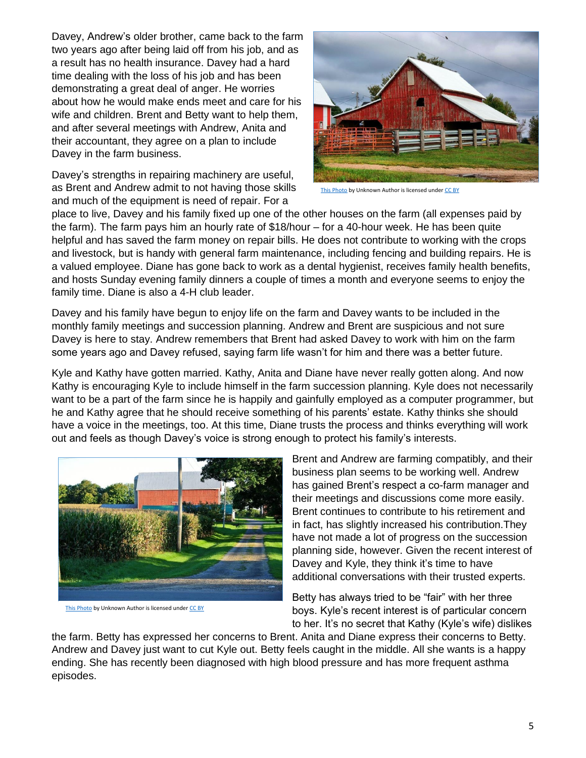Davey, Andrew's older brother, came back to the farm two years ago after being laid off from his job, and as a result has no health insurance. Davey had a hard time dealing with the loss of his job and has been demonstrating a great deal of anger. He worries about how he would make ends meet and care for his wife and children. Brent and Betty want to help them, and after several meetings with Andrew, Anita and their accountant, they agree on a plan to include Davey in the farm business.

This Photo by Unknown Author is licensed under CC BY

Davey's strengths in repairing machinery are useful, as Brent and Andrew admit to not having those skills and much of the equipment is need of repair. For a place to live, Davey and his family fixed up one of the other houses on the farm (all expenses paid by the farm). The farm pays him an hourly rate of $18/hour – for a 40-hour week. He has been quite helpful and has saved the farm money on repair bills. He does not contribute to working with the crops and livestock, but is handy with general farm maintenance, including fencing and building repairs. He is a valued employee. Diane has gone back to work as a dental hygienist, receives family health benefits, and hosts Sunday evening family dinners a couple of times a month and everyone seems to enjoy the family time. Diane is also a 4-H club leader.

Davey and his family have begun to enjoy life on the farm and Davey wants to be included in the monthly family meetings and succession planning. Andrew and Brent are suspicious and not sure Davey is here to stay. Andrew remembers that Brent had asked Davey to work with him on the farm some years ago and Davey refused, saying farm life wasn't for him and there was a better future.

Kyle and Kathy have gotten married. Kathy, Anita and Diane have never really gotten along. And now Kathy is encouraging Kyle to include himself in the farm succession planning. Kyle does not necessarily want to be a part of the farm since he is happily and gainfully employed as a computer programmer, but he and Kathy agree that he should receive something of his parents' estate. Kathy thinks she should have a voice in the meetings, too. At this time, Diane trusts the process and thinks everything will work out and feels as though Davey's voice is strong enough to protect his family's interests.

This Photo by Unknown Author is licensed under CC BY

Brent and Andrew are farming compatibly, and their business plan seems to be working well. Andrew has gained Brent's respect a co-farm manager and their meetings and discussions come more easily. Brent continues to contribute to his retirement and in fact, has slightly increased his contribution.They have not made a lot of progress on the succession planning side, however. Given the recent interest of Davey and Kyle, they think it's time to have additional conversations with their trusted experts.

Betty has always tried to be "fair" with her three boys. Kyle's recent interest is of particular concern to her. It's no secret that Kathy (Kyle's wife) dislikes the farm. Betty has expressed her concerns to Brent. Anita and Diane express their concerns to Betty. Andrew and Davey just want to cut Kyle out. Betty feels caught in the middle. All she wants is a happy ending. She has recently been diagnosed with high blood pressure and has more frequent asthma episodes.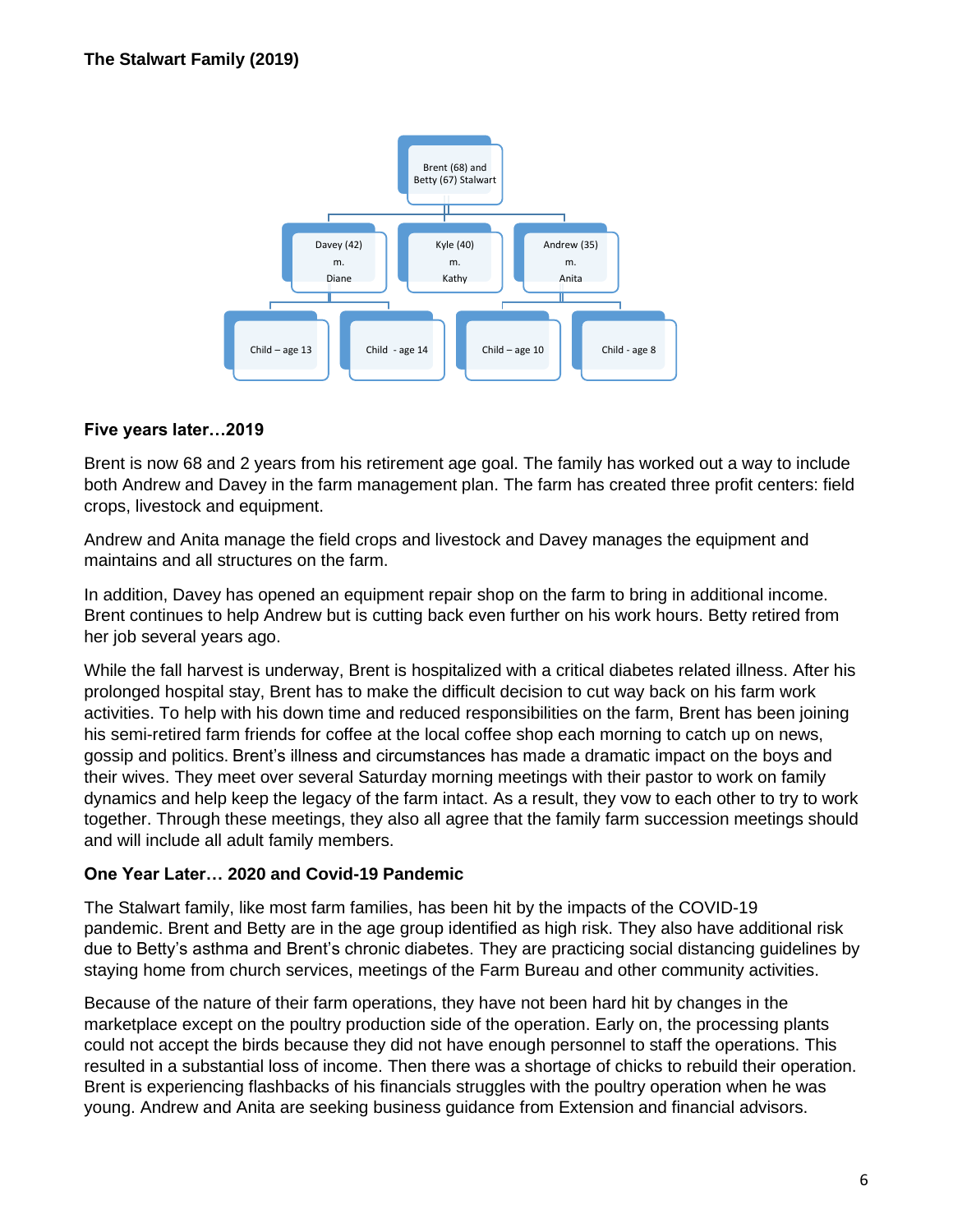**The Stalwart Family (2019)**

Brent (68) and Betty (67) Stalwart

Davey (42) m. Diane

Kyle (40) m. Kathy

Andrew (35) m. Anita

Child – age 13

Child - age 14

Child – age 10

Child - age 8

**Five years later…2019**

Brent is now 68 and 2 years from his retirement age goal. The family has worked out a way to include both Andrew and Davey in the farm management plan. The farm has created three profit centers: field crops, livestock and equipment.

Andrew and Anita manage the field crops and livestock and Davey manages the equipment and maintains and all structures on the farm.

In addition, Davey has opened an equipment repair shop on the farm to bring in additional income. Brent continues to help Andrew but is cutting back even further on his work hours. Betty retired from her job several years ago.

While the fall harvest is underway, Brent is hospitalized with a critical diabetes related illness. After his prolonged hospital stay, Brent has to make the difficult decision to cut way back on his farm work activities. To help with his down time and reduced responsibilities on the farm, Brent has been joining his semi-retired farm friends for coffee at the local coffee shop each morning to catch up on news, gossip and politics. Brent's illness and circumstances has made a dramatic impact on the boys and their wives. They meet over several Saturday morning meetings with their pastor to work on family dynamics and help keep the legacy of the farm intact. As a result, they vow to each other to try to work together. Through these meetings, they also all agree that the family farm succession meetings should and will include all adult family members.

**One Year Later… 2020 and Covid-19 Pandemic**

The Stalwart family, like most farm families, has been hit by the impacts of the COVID-19 pandemic. Brent and Betty are in the age group identified as high risk. They also have additional risk due to Betty's asthma and Brent's chronic diabetes. They are practicing social distancing guidelines by staying home from church services, meetings of the Farm Bureau and other community activities.

Because of the nature of their farm operations, they have not been hard hit by changes in the marketplace except on the poultry production side of the operation. Early on, the processing plants could not accept the birds because they did not have enough personnel to staff the operations. This resulted in a substantial loss of income. Then there was a shortage of chicks to rebuild their operation. Brent is experiencing flashbacks of his financials struggles with the poultry operation when he was young. Andrew and Anita are seeking business guidance from Extension and financial advisors.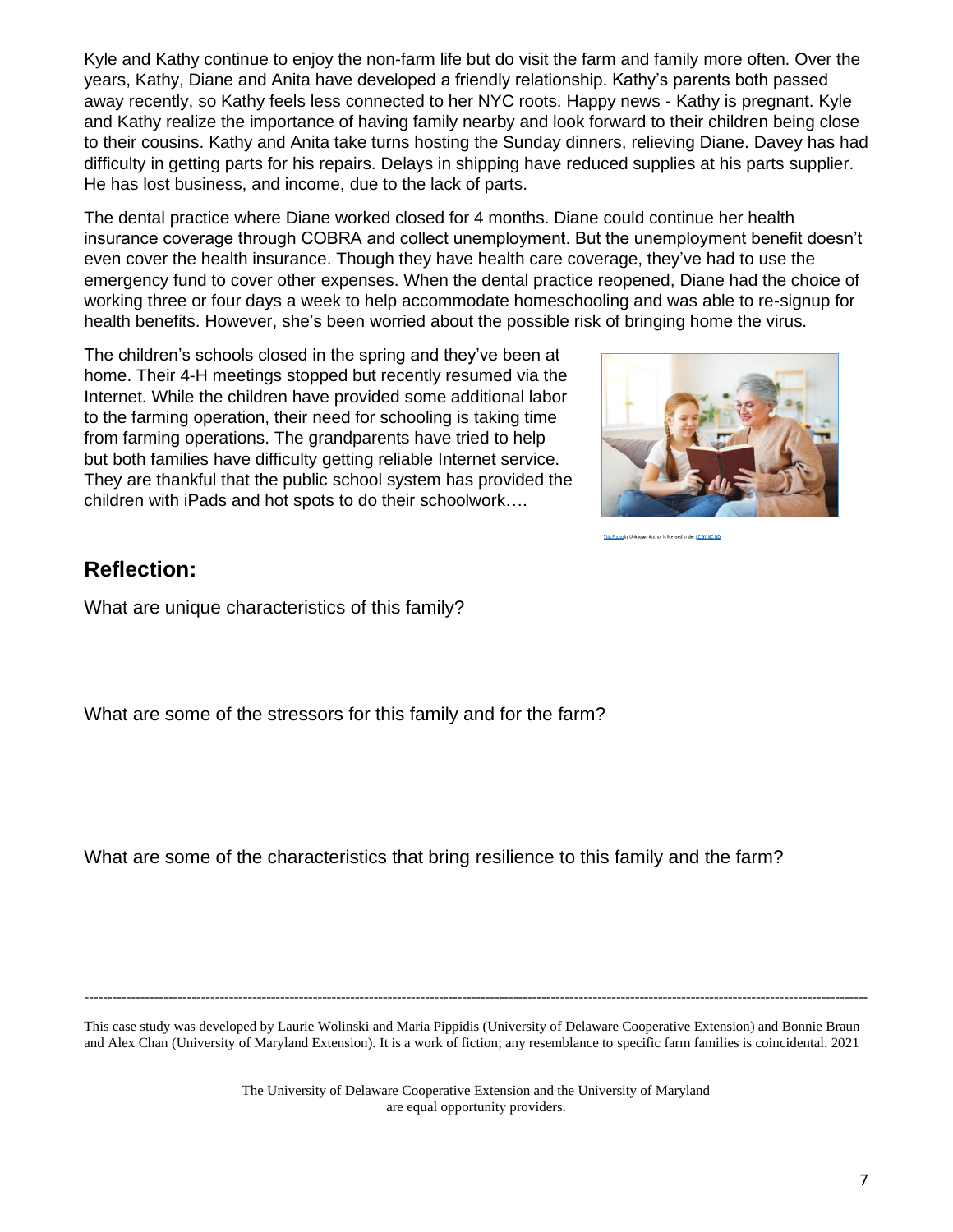Kyle and Kathy continue to enjoy the non-farm life but do visit the farm and family more often. Over the years, Kathy, Diane and Anita have developed a friendly relationship. Kathy's parents both passed away recently, so Kathy feels less connected to her NYC roots. Happy news - Kathy is pregnant. Kyle and Kathy realize the importance of having family nearby and look forward to their children being close to their cousins. Kathy and Anita take turns hosting the Sunday dinners, relieving Diane. Davey has had difficulty in getting parts for his repairs. Delays in shipping have reduced supplies at his parts supplier. He has lost business, and income, due to the lack of parts.

The dental practice where Diane worked closed for 4 months. Diane could continue her health insurance coverage through COBRA and collect unemployment. But the unemployment benefit doesn't even cover the health insurance. Though they have health care coverage, they've had to use the emergency fund to cover other expenses. When the dental practice reopened, Diane had the choice of working three or four days a week to help accommodate homeschooling and was able to re-signup for health benefits. However, she's been worried about the possible risk of bringing home the virus.

The children's schools closed in the spring and they've been at home. Their 4-H meetings stopped but recently resumed via the Internet. While the children have provided some additional labor to the farming operation, their need for schooling is taking time from farming operations. The grandparents have tried to help but both families have difficulty getting reliable Internet service. They are thankful that the public school system has provided the children with iPads and hot spots to do their schoolwork….

This Photo by Unknown Author is licensed under CC BY-NC-ND

## Reflection:

What are unique characteristics of this family?

What are some of the stressors for this family and for the farm?

What are some of the characteristics that bring resilience to this family and the farm?

---

This case study was developed by Laurie Wolinski and Maria Pippidis (University of Delaware Cooperative Extension) and Bonnie Braun and Alex Chan (University of Maryland Extension). It is a work of fiction; any resemblance to specific farm families is coincidental. 2021

The University of Delaware Cooperative Extension and the University of Maryland are equal opportunity providers.